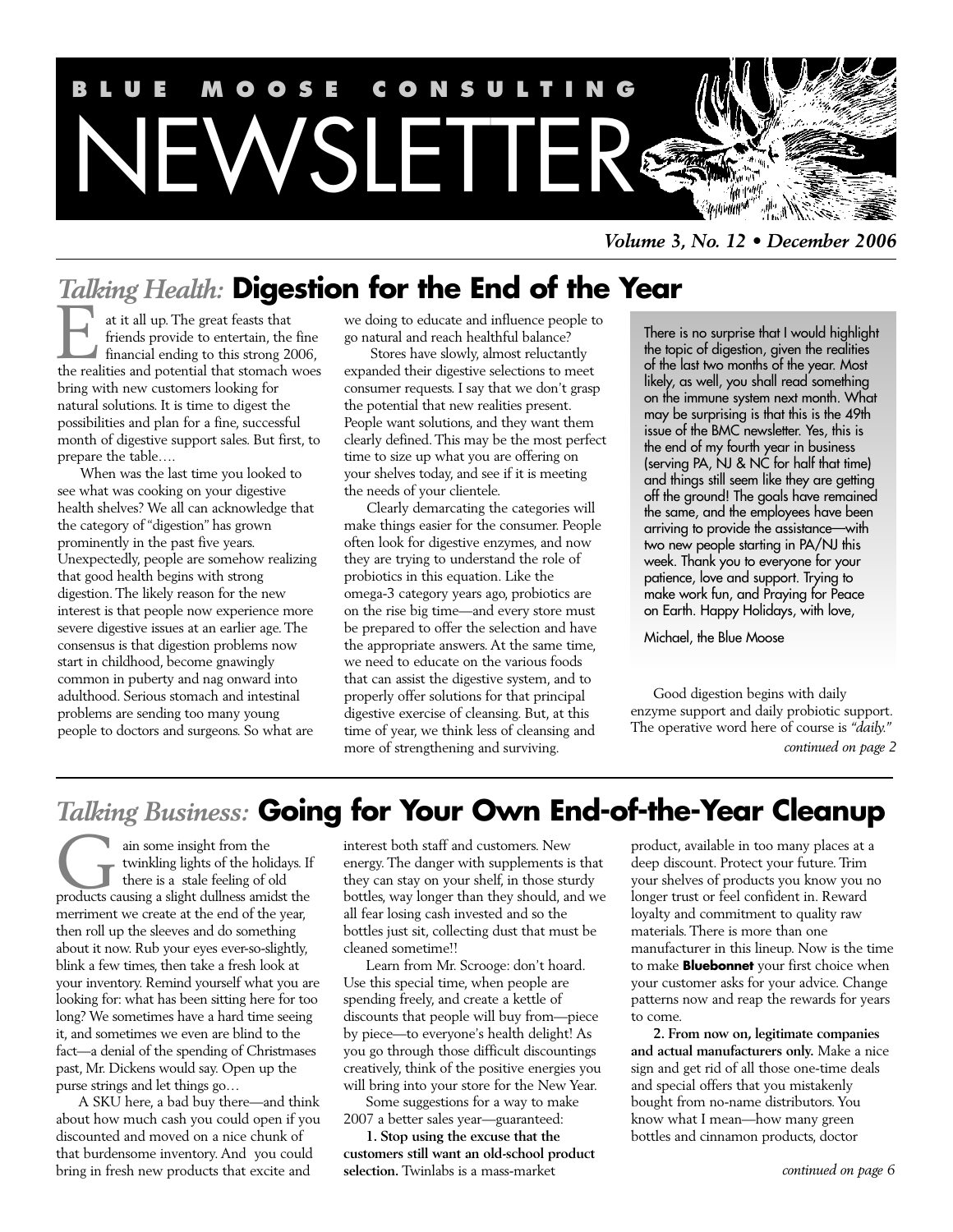# BLUE MOOSE CONSULTING NEWSLETTER

*Volume 3, No. 12 • December 2006*

## *Talking Health:* Digestion for the End of the Year

Eat it all up. The great feasts that friends provide to entertain, the fine financial ending to this strong 2006, the realities and potential that stomach woes bring with new customers looking for natural solutions. It is time to digest the possibilities and plan for a fine, successful month of digestive support sales. But first, to prepare the table….

When was the last time you looked to see what was cooking on your digestive health shelves? We all can acknowledge that the category of "digestion" has grown prominently in the past five years. Unexpectedly, people are somehow realizing that good health begins with strong digestion. The likely reason for the new interest is that people now experience more severe digestive issues at an earlier age. The consensus is that digestion problems now start in childhood, become gnawingly common in puberty and nag onward into adulthood. Serious stomach and intestinal problems are sending too many young people to doctors and surgeons. So what are we doing to educate and influence people to go natural and reach healthful balance?

Stores have slowly, almost reluctantly expanded their digestive selections to meet consumer requests. I say that we don't grasp the potential that new realities present. People want solutions, and they want them clearly defined. This may be the most perfect time to size up what you are offering on your shelves today, and see if it is meeting the needs of your clientele.

Clearly demarcating the categories will make things easier for the consumer. People often look for digestive enzymes, and now they are trying to understand the role of probiotics in this equation. Like the omega-3 category years ago, probiotics are on the rise big time—and every store must be prepared to offer the selection and have the appropriate answers. At the same time, we need to educate on the various foods that can assist the digestive system, and to properly offer solutions for that principal digestive exercise of cleansing. But, at this time of year, we think less of cleansing and more of strengthening and surviving.

Good digestion begins with daily enzyme support and daily probiotic support. The operative word here of course is *"daily."*

*continued on page 2*

> There is no surprise that I would highlight the topic of digestion, given the realities of the last two months of the year. Most likely, as well, you shall read something on the immune system next month. What may be surprising is that this is the 49th issue of the BMC newsletter. Yes, this is the end of my fourth year in business (serving PA, NJ & NC for half that time) and things still seem like they are getting off the ground! The goals have remained the same, and the employees have been arriving to provide the assistance—with two new people starting in PA/NJ this week. Thank you to everyone for your patience, love and support. Trying to make work fun, and Praying for Peace on Earth. Happy Holidays, with love,
>
> Michael, the Blue Moose

## *Talking Business:* Going for Your Own End-of-the-Year Cleanup

Gain some insight from the twinkling lights of the holidays. If there is a stale feeling of old products causing a slight dullness amidst the merriment we create at the end of the year, then roll up the sleeves and do something about it now. Rub your eyes ever-so-slightly, blink a few times, then take a fresh look at your inventory. Remind yourself what you are looking for: what has been sitting here for too long? We sometimes have a hard time seeing it, and sometimes we even are blind to the fact—a denial of the spending of Christmases past, Mr. Dickens would say. Open up the purse strings and let things go…

A SKU here, a bad buy there—and think about how much cash you could open if you discounted and moved on a nice chunk of that burdensome inventory. And you could bring in fresh new products that excite and interest both staff and customers. New energy. The danger with supplements is that they can stay on your shelf, in those sturdy bottles, way longer than they should, and we all fear losing cash invested and so the bottles just sit, collecting dust that must be cleaned sometime!!

Learn from Mr. Scrooge: don't hoard. Use this special time, when people are spending freely, and create a kettle of discounts that people will buy from—piece by piece—to everyone's health delight! As you go through those difficult discountings creatively, think of the positive energies you will bring into your store for the New Year.

Some suggestions for a way to make 2007 a better sales year—guaranteed:

**1. Stop using the excuse that the customers still want an old-school product selection.** Twinlabs is a mass-market product, available in too many places at a deep discount. Protect your future. Trim your shelves of products you know you no longer trust or feel confident in. Reward loyalty and commitment to quality raw materials. There is more than one manufacturer in this lineup. Now is the time to make **Bluebonnet** your first choice when your customer asks for your advice. Change patterns now and reap the rewards for years to come.

**2. From now on, legitimate companies and actual manufacturers only.** Make a nice sign and get rid of all those one-time deals and special offers that you mistakenly bought from no-name distributors. You know what I mean—how many green bottles and cinnamon products, doctor

*continued on page 6*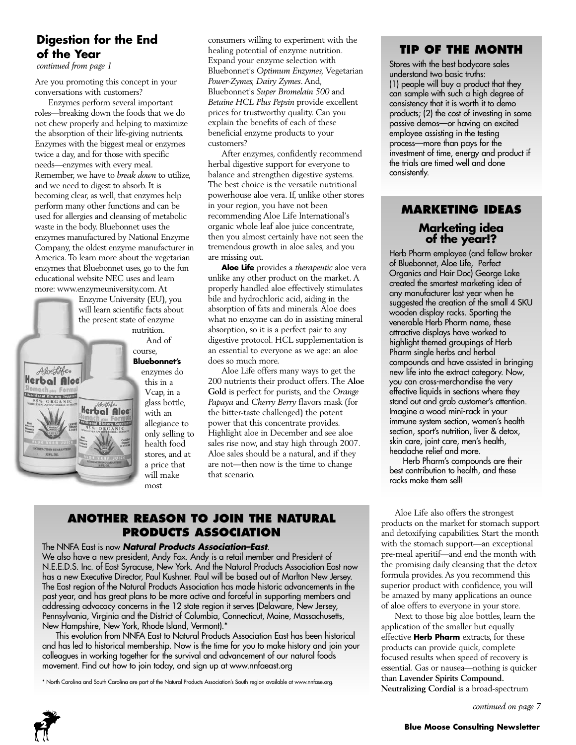## Digestion for the End of the Year

*continued from page 1*

Are you promoting this concept in your conversations with customers?

Enzymes perform several important roles—breaking down the foods that we do not chew properly and helping to maximize the absorption of their life-giving nutrients. Enzymes with the biggest meal or enzymes twice a day, and for those with specific needs—enzymes with every meal. Remember, we have to *break down* to utilize, and we need to digest to absorb. It is becoming clear, as well, that enzymes help perform many other functions and can be used for allergies and cleansing of metabolic waste in the body. Bluebonnet uses the enzymes manufactured by National Enzyme Company, the oldest enzyme manufacturer in America. To learn more about the vegetarian enzymes that Bluebonnet uses, go to the fun educational website NEC uses and learn more: www.enzymeuniversity.com. At Enzyme University (EU), you will learn scientific facts about the present state of enzyme nutrition.

And of course, **Bluebonnet's** enzymes do this in a Vcap, in a glass bottle, with an allegiance to only selling to health food stores, and at a price that will make most consumers willing to experiment with the healing potential of enzyme nutrition. Expand your enzyme selection with Bluebonnet's *Optimum Enzymes*, Vegetarian *Power-Zymes*, *Dairy Zymes*. And, Bluebonnet's *Super Bromelain 500* and *Betaine HCL Plus Pepsin* provide excellent prices for trustworthy quality. Can you explain the benefits of each of these beneficial enzyme products to your customers?

After enzymes, confidently recommend herbal digestive support for everyone to balance and strengthen digestive systems. The best choice is the versatile nutritional powerhouse aloe vera. If, unlike other stores in your region, you have not been recommending Aloe Life International's organic whole leaf aloe juice concentrate, then you almost certainly have not seen the tremendous growth in aloe sales, and you are missing out.

**Aloe Life** provides a *therapeutic* aloe vera unlike any other product on the market. A properly handled aloe effectively stimulates bile and hydrochloric acid, aiding in the absorption of fats and minerals. Aloe does what no enzyme can do in assisting mineral absorption, so it is a perfect pair to any digestive protocol. HCL supplementation is an essential to everyone as we age: an aloe does so much more.

Aloe Life offers many ways to get the 200 nutrients their product offers. The **Aloe Gold** is perfect for purists, and the *Orange Papaya* and *Cherry Berry* flavors mask (for the bitter-taste challenged) the potent power that this concentrate provides. Highlight aloe in December and see aloe sales rise now, and stay high through 2007. Aloe sales should be a natural, and if they are not—then now is the time to change that scenario.

Aloe Life also offers the strongest products on the market for stomach support and detoxifying capabilities. Start the month with the stomach support—an exceptional pre-meal aperitif—and end the month with the promising daily cleansing that the detox formula provides. As you recommend this superior product with confidence, you will be amazed by many applications an ounce of aloe offers to everyone in your store.

Next to those big aloe bottles, learn the application of the smaller but equally effective **Herb Pharm** extracts, for these products can provide quick, complete focused results when speed of recovery is essential. Gas or nausea—nothing is quicker than **Lavender Spirits Compound. Neutralizing Cordial** is a broad-spectrum

*continued on page 7*

## TIP OF THE MONTH

Stores with the best bodycare sales understand two basic truths:
(1) people will buy a product that they can sample with such a high degree of consistency that it is worth it to demo products; (2) the cost of investing in some passive demos—or having an excited employee assisting in the testing process—more than pays for the investment of time, energy and product if the trials are timed well and done consistently.

## MARKETING IDEAS

### Marketing idea of the year!?

Herb Pharm employee (and fellow broker of Bluebonnet, Aloe Life, Perfect Organics and Hair Doc) George Lake created the smartest marketing idea of any manufacturer last year when he suggested the creation of the small 4 SKU wooden display racks. Sporting the venerable Herb Pharm name, these attractive displays have worked to highlight themed groupings of Herb Pharm single herbs and herbal compounds and have assisted in bringing new life into the extract category. Now, you can cross-merchandise the very effective liquids in sections where they stand out and grab customer's attention. Imagine a wood mini-rack in your immune system section, women's health section, sport's nutrition, liver & detox, skin care, joint care, men's health, headache relief and more.

Herb Pharm's compounds are their best contribution to health, and these racks make them sell!

## ANOTHER REASON TO JOIN THE NATURAL PRODUCTS ASSOCIATION

The NNFA East is now ***Natural Products Association–East***.
We also have a new president, Andy Fox. Andy is a retail member and President of N.E.E.D.S. Inc. of East Syracuse, New York. And the Natural Products Association East now has a new Executive Director, Paul Kushner. Paul will be based out of Marlton New Jersey. The East region of the Natural Products Association has made historic advancements in the past year, and has great plans to be more active and forceful in supporting members and addressing advocacy concerns in the 12 state region it serves (Delaware, New Jersey, Pennsylvania, Virginia and the District of Columbia, Connecticut, Maine, Massachusetts, New Hampshire, New York, Rhode Island, Vermont).*

This evolution from NNFA East to Natural Products Association East has been historical and has led to historical membership. Now is the time for you to make history and join your colleagues in working together for the survival and advancement of our natural foods movement. Find out how to join today, and sign up at www.nnfaeast.org

* North Carolina and South Carolina are part of the Natural Products Association's South region available at www.nnfase.org.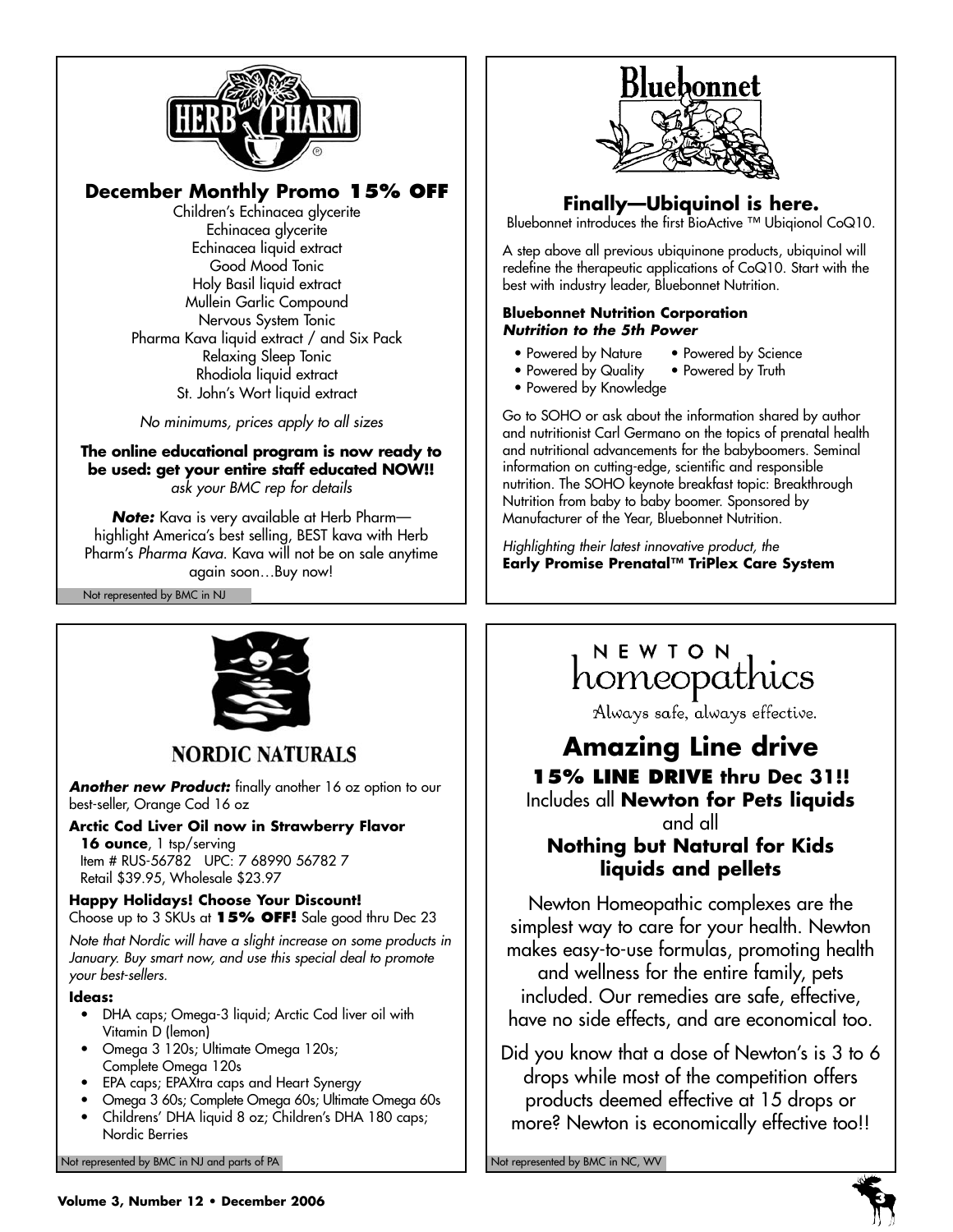## HERB PHARM

### December Monthly Promo 15% OFF

Children's Echinacea glycerite
Echinacea glycerite
Echinacea liquid extract
Good Mood Tonic
Holy Basil liquid extract
Mullein Garlic Compound
Nervous System Tonic
Pharma Kava liquid extract / and Six Pack
Relaxing Sleep Tonic
Rhodiola liquid extract
St. John's Wort liquid extract

*No minimums, prices apply to all sizes*

**The online educational program is now ready to be used: get your entire staff educated NOW!!**
*ask your BMC rep for details*

***Note:*** Kava is very available at Herb Pharm—highlight America's best selling, BEST kava with Herb Pharm's *Pharma Kava*. Kava will not be on sale anytime again soon…Buy now!

Not represented by BMC in NJ

## Bluebonnet

### Finally—Ubiquinol is here.

Bluebonnet introduces the first BioActive ™ Ubiqionol CoQ10.

A step above all previous ubiquinone products, ubiquinol will redefine the therapeutic applications of CoQ10. Start with the best with industry leader, Bluebonnet Nutrition.

**Bluebonnet Nutrition Corporation**
***Nutrition to the 5th Power***

- Powered by Nature
- Powered by Science
- Powered by Quality
- Powered by Truth
- Powered by Knowledge

Go to SOHO or ask about the information shared by author and nutritionist Carl Germano on the topics of prenatal health and nutritional advancements for the babyboomers. Seminal information on cutting-edge, scientific and responsible nutrition. The SOHO keynote breakfast topic: Breakthrough Nutrition from baby to baby boomer. Sponsored by Manufacturer of the Year, Bluebonnet Nutrition.

*Highlighting their latest innovative product, the*
**Early Promise Prenatal™ TriPlex Care System**

## NORDIC NATURALS

***Another new Product:*** finally another 16 oz option to our best-seller, Orange Cod 16 oz

**Arctic Cod Liver Oil now in Strawberry Flavor**
**16 ounce**, 1 tsp/serving
Item # RUS-56782 UPC: 7 68990 56782 7
Retail $39.95, Wholesale $23.97

**Happy Holidays! Choose Your Discount!**
Choose up to 3 SKUs at **15% OFF!** Sale good thru Dec 23

*Note that Nordic will have a slight increase on some products in January. Buy smart now, and use this special deal to promote your best-sellers.*

**Ideas:**

- DHA caps; Omega-3 liquid; Arctic Cod liver oil with Vitamin D (lemon)
- Omega 3 120s; Ultimate Omega 120s; Complete Omega 120s
- EPA caps; EPAXtra caps and Heart Synergy
- Omega 3 60s; Complete Omega 60s; Ultimate Omega 60s
- Childrens' DHA liquid 8 oz; Children's DHA 180 caps; Nordic Berries

Not represented by BMC in NJ and parts of PA

## NEWTON homeopathics

Always safe, always effective.

### Amazing Line drive

**15% LINE DRIVE thru Dec 31!!**
Includes all **Newton for Pets liquids**
and all
**Nothing but Natural for Kids liquids and pellets**

Newton Homeopathic complexes are the simplest way to care for your health. Newton makes easy-to-use formulas, promoting health and wellness for the entire family, pets included. Our remedies are safe, effective, have no side effects, and are economical too.

Did you know that a dose of Newton's is 3 to 6 drops while most of the competition offers products deemed effective at 15 drops or more? Newton is economically effective too!!

Not represented by BMC in NC, WV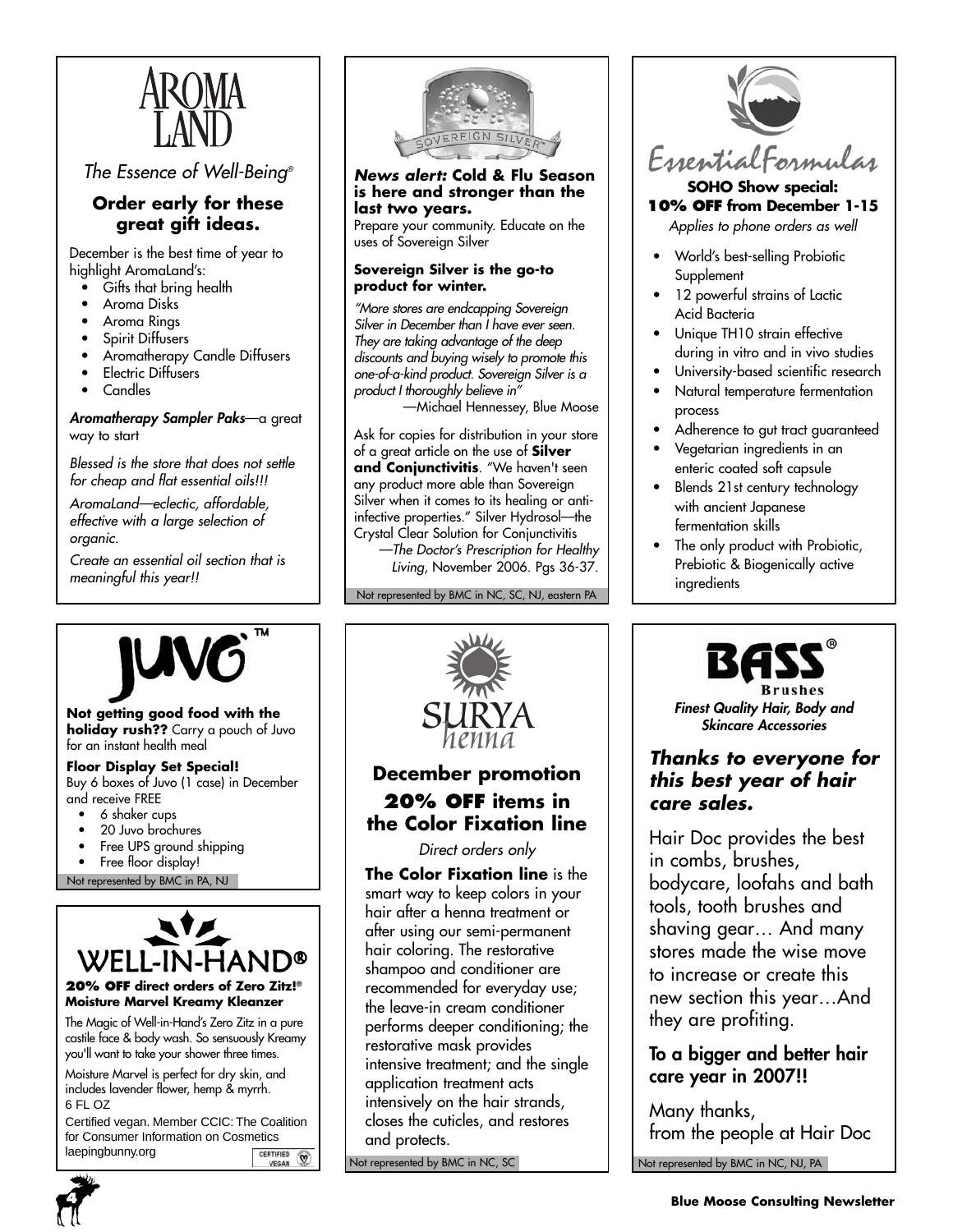## AROMA LAND

*The Essence of Well-Being®*

### Order early for these great gift ideas.

December is the best time of year to highlight AromaLand's:

- Gifts that bring health
- Aroma Disks
- Aroma Rings
- Spirit Diffusers
- Aromatherapy Candle Diffusers
- Electric Diffusers
- Candles

***Aromatherapy Sampler Paks***—a great way to start

*Blessed is the store that does not settle for cheap and flat essential oils!!!*

*AromaLand—eclectic, affordable, effective with a large selection of organic.*

*Create an essential oil section that is meaningful this year!!*

## SOVEREIGN SILVER™

***News alert:* Cold & Flu Season is here and stronger than the last two years.**
Prepare your community. Educate on the uses of Sovereign Silver

**Sovereign Silver is the go-to product for winter.**

*"More stores are endcapping Sovereign Silver in December than I have ever seen. They are taking advantage of the deep discounts and buying wisely to promote this one-of-a-kind product. Sovereign Silver is a product I thoroughly believe in"*
—Michael Hennessey, Blue Moose

Ask for copies for distribution in your store of a great article on the use of **Silver and Conjunctivitis**. "We haven't seen any product more able than Sovereign Silver when it comes to its healing or anti-infective properties." Silver Hydrosol—the Crystal Clear Solution for Conjunctivitis
—*The Doctor's Prescription for Healthy Living*, November 2006. Pgs 36-37.

Not represented by BMC in NC, SC, NJ, eastern PA

## Essential Formulas

**SOHO Show special:**
**10% OFF from December 1-15**
*Applies to phone orders as well*

- World's best-selling Probiotic Supplement
- 12 powerful strains of Lactic Acid Bacteria
- Unique TH10 strain effective during in vitro and in vivo studies
- University-based scientific research
- Natural temperature fermentation process
- Adherence to gut tract guaranteed
- Vegetarian ingredients in an enteric coated soft capsule
- Blends 21st century technology with ancient Japanese fermentation skills
- The only product with Probiotic, Prebiotic & Biogenically active ingredients

## JUVO™

**Not getting good food with the holiday rush??** Carry a pouch of Juvo for an instant health meal

**Floor Display Set Special!**
Buy 6 boxes of Juvo (1 case) in December and receive FREE

- 6 shaker cups
- 20 Juvo brochures
- Free UPS ground shipping
- Free floor display!

Not represented by BMC in PA, NJ

## WELL-IN-HAND®

**20% OFF direct orders of Zero Zitz!® Moisture Marvel Kreamy Kleanzer**

The Magic of Well-in-Hand's Zero Zitz in a pure castile face & body wash. So sensuously Kreamy you'll want to take your shower three times.

Moisture Marvel is perfect for dry skin, and includes lavender flower, hemp & myrrh. 6 FL OZ

Certified vegan. Member CCIC: The Coalition for Consumer Information on Cosmetics laepingbunny.org

CERTIFIED VEGAN

## SURYA henna

### December promotion
### 20% OFF items in the Color Fixation line

*Direct orders only*

**The Color Fixation line** is the smart way to keep colors in your hair after a henna treatment or after using our semi-permanent hair coloring. The restorative shampoo and conditioner are recommended for everyday use; the leave-in cream conditioner performs deeper conditioning; the restorative mask provides intensive treatment; and the single application treatment acts intensively on the hair strands, closes the cuticles, and restores and protects.

Not represented by BMC in NC, SC

## BASS® Brushes

***Finest Quality Hair, Body and Skincare Accessories***

### *Thanks to everyone for this best year of hair care sales.*

Hair Doc provides the best in combs, brushes, bodycare, loofahs and bath tools, tooth brushes and shaving gear… And many stores made the wise move to increase or create this new section this year…And they are profiting.

**To a bigger and better hair care year in 2007!!**

Many thanks,
from the people at Hair Doc

Not represented by BMC in NC, NJ, PA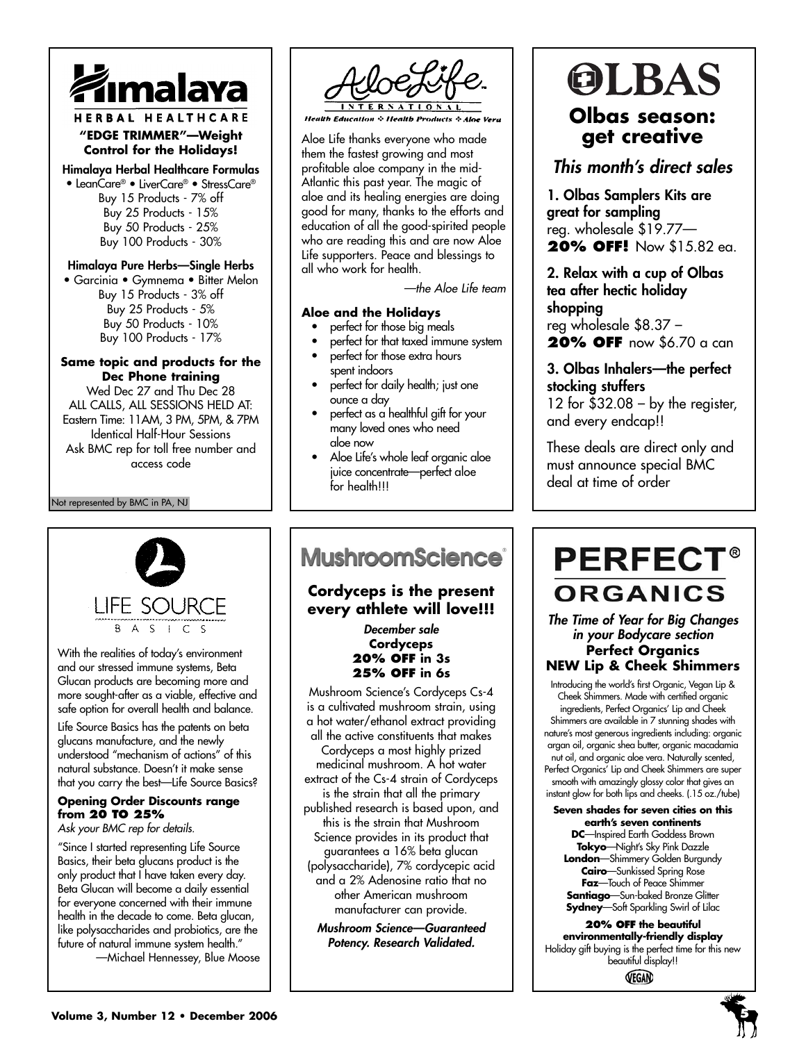# Himalaya

HERBAL HEALTHCARE

**"EDGE TRIMMER"—Weight Control for the Holidays!**

**Himalaya Herbal Healthcare Formulas**

• LeanCare® • LiverCare® • StressCare®

Buy 15 Products - 7% off
Buy 25 Products - 15%
Buy 50 Products - 25%
Buy 100 Products - 30%

**Himalaya Pure Herbs—Single Herbs**

• Garcinia • Gymnema • Bitter Melon

Buy 15 Products - 3% off
Buy 25 Products - 5%
Buy 50 Products - 10%
Buy 100 Products - 17%

**Same topic and products for the Dec Phone training**

Wed Dec 27 and Thu Dec 28
ALL CALLS, ALL SESSIONS HELD AT:
Eastern Time: 11AM, 3 PM, 5PM, & 7PM
Identical Half-Hour Sessions
Ask BMC rep for toll free number and access code

Not represented by BMC in PA, NJ

# AloeLife INTERNATIONAL

Health Education ✣ Health Products ✣ Aloe Vera

Aloe Life thanks everyone who made them the fastest growing and most profitable aloe company in the mid-Atlantic this past year. The magic of aloe and its healing energies are doing good for many, thanks to the efforts and education of all the good-spirited people who are reading this and are now Aloe Life supporters. Peace and blessings to all who work for health.

*—the Aloe Life team*

**Aloe and the Holidays**

- perfect for those big meals
- perfect for that taxed immune system
- perfect for those extra hours spent indoors
- perfect for daily health; just one ounce a day
- perfect as a healthful gift for your many loved ones who need aloe now
- Aloe Life's whole leaf organic aloe juice concentrate—perfect aloe for health!!!

# OLBAS

## Olbas season: get creative

*This month's direct sales*

**1. Olbas Samplers Kits are great for sampling**
reg. wholesale $19.77—
**20% OFF!** Now $15.82 ea.

**2. Relax with a cup of Olbas tea after hectic holiday shopping**
reg wholesale $8.37 –
**20% OFF** now $6.70 a can

**3. Olbas Inhalers—the perfect stocking stuffers**
12 for $32.08 – by the register, and every endcap!!

These deals are direct only and must announce special BMC deal at time of order

# LIFE SOURCE BASICS

With the realities of today's environment and our stressed immune systems, Beta Glucan products are becoming more and more sought-after as a viable, effective and safe option for overall health and balance.

Life Source Basics has the patents on beta glucans manufacture, and the newly understood "mechanism of actions" of this natural substance. Doesn't it make sense that you carry the best—Life Source Basics?

**Opening Order Discounts range from 20 TO 25%**

*Ask your BMC rep for details.*

"Since I started representing Life Source Basics, their beta glucans product is the only product that I have taken every day. Beta Glucan will become a daily essential for everyone concerned with their immune health in the decade to come. Beta glucan, like polysaccharides and probiotics, are the future of natural immune system health."
—Michael Hennessey, Blue Moose

# MushroomScience®

## Cordyceps is the present every athlete will love!!!

*December sale*
**Cordyceps**
**20% OFF in 3s**
**25% OFF in 6s**

Mushroom Science's Cordyceps Cs-4 is a cultivated mushroom strain, using a hot water/ethanol extract providing all the active constituents that makes Cordyceps a most highly prized medicinal mushroom. A hot water extract of the Cs-4 strain of Cordyceps is the strain that all the primary published research is based upon, and this is the strain that Mushroom Science provides in its product that guarantees a 16% beta glucan (polysaccharide), 7% cordycepic acid and a 2% Adenosine ratio that no other American mushroom manufacturer can provide.

***Mushroom Science—Guaranteed Potency. Research Validated.***

# PERFECT® ORGANICS

***The Time of Year for Big Changes in your Bodycare section***
**Perfect Organics NEW Lip & Cheek Shimmers**

Introducing the world's first Organic, Vegan Lip & Cheek Shimmers. Made with certified organic ingredients, Perfect Organics' Lip and Cheek Shimmers are available in 7 stunning shades with nature's most generous ingredients including: organic argan oil, organic shea butter, organic macadamia nut oil, and organic aloe vera. Naturally scented, Perfect Organics' Lip and Cheek Shimmers are super smooth with amazingly glossy color that gives an instant glow for both lips and cheeks. (.15 oz./tube)

**Seven shades for seven cities on this earth's seven continents**

**DC**—Inspired Earth Goddess Brown
**Tokyo**—Night's Sky Pink Dazzle
**London**—Shimmery Golden Burgundy
**Cairo**—Sunkissed Spring Rose
**Faz**—Touch of Peace Shimmer
**Santiago**—Sun-baked Bronze Glitter
**Sydney**—Soft Sparkling Swirl of Lilac

**20% OFF the beautiful environmentally-friendly display**
Holiday gift buying is the perfect time for this new beautiful display!!

VEGAN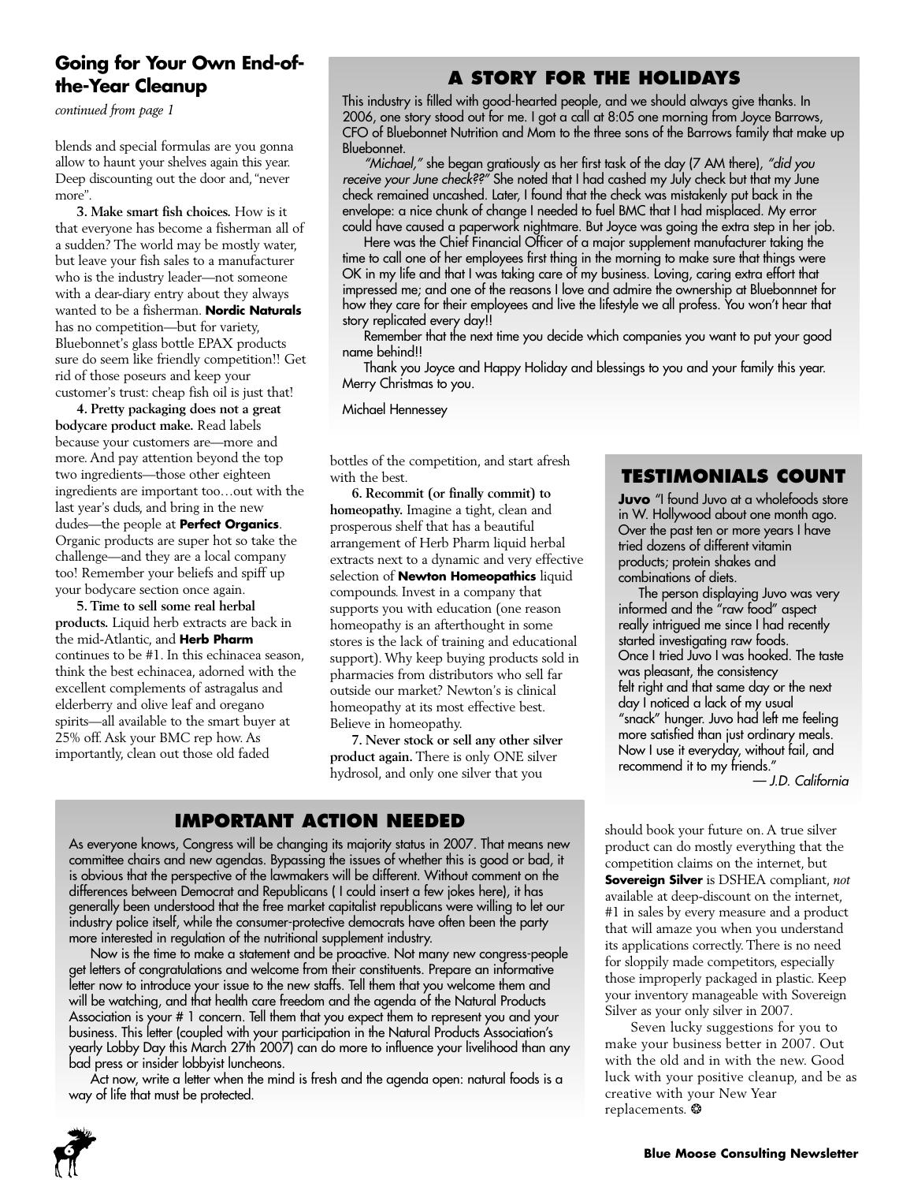## Going for Your Own End-of-the-Year Cleanup

*continued from page 1*

blends and special formulas are you gonna allow to haunt your shelves again this year. Deep discounting out the door and, "never more".

**3. Make smart fish choices.** How is it that everyone has become a fisherman all of a sudden? The world may be mostly water, but leave your fish sales to a manufacturer who is the industry leader—not someone with a dear-diary entry about they always wanted to be a fisherman. **Nordic Naturals** has no competition—but for variety, Bluebonnet's glass bottle EPAX products sure do seem like friendly competition!! Get rid of those poseurs and keep your customer's trust: cheap fish oil is just that!

**4. Pretty packaging does not a great bodycare product make.** Read labels because your customers are—more and more. And pay attention beyond the top two ingredients—those other eighteen ingredients are important too…out with the last year's duds, and bring in the new dudes—the people at **Perfect Organics**. Organic products are super hot so take the challenge—and they are a local company too! Remember your beliefs and spiff up your bodycare section once again.

**5. Time to sell some real herbal products.** Liquid herb extracts are back in the mid-Atlantic, and **Herb Pharm** continues to be #1. In this echinacea season, think the best echinacea, adorned with the excellent complements of astragalus and elderberry and olive leaf and oregano spirits—all available to the smart buyer at 25% off. Ask your BMC rep how. As importantly, clean out those old faded bottles of the competition, and start afresh with the best.

**6. Recommit (or finally commit) to homeopathy.** Imagine a tight, clean and prosperous shelf that has a beautiful arrangement of Herb Pharm liquid herbal extracts next to a dynamic and very effective selection of **Newton Homeopathics** liquid compounds. Invest in a company that supports you with education (one reason homeopathy is an afterthought in some stores is the lack of training and educational support). Why keep buying products sold in pharmacies from distributors who sell far outside our market? Newton's is clinical homeopathy at its most effective best. Believe in homeopathy.

**7. Never stock or sell any other silver product again.** There is only ONE silver hydrosol, and only one silver that you should book your future on. A true silver product can do mostly everything that the competition claims on the internet, but **Sovereign Silver** is DSHEA compliant, *not* available at deep-discount on the internet, #1 in sales by every measure and a product that will amaze you when you understand its applications correctly. There is no need for sloppily made competitors, especially those improperly packaged in plastic. Keep your inventory manageable with Sovereign Silver as your only silver in 2007.

Seven lucky suggestions for you to make your business better in 2007. Out with the old and in with the new. Good luck with your positive cleanup, and be as creative with your New Year replacements. ❂

## A STORY FOR THE HOLIDAYS

This industry is filled with good-hearted people, and we should always give thanks. In 2006, one story stood out for me. I got a call at 8:05 one morning from Joyce Barrows, CFO of Bluebonnet Nutrition and Mom to the three sons of the Barrows family that make up Bluebonnet.

*"Michael,"* she began gratiously as her first task of the day (7 AM there), *"did you receive your June check??"* She noted that I had cashed my July check but that my June check remained uncashed. Later, I found that the check was mistakenly put back in the envelope: a nice chunk of change I needed to fuel BMC that I had misplaced. My error could have caused a paperwork nightmare. But Joyce was going the extra step in her job.

Here was the Chief Financial Officer of a major supplement manufacturer taking the time to call one of her employees first thing in the morning to make sure that things were OK in my life and that I was taking care of my business. Loving, caring extra effort that impressed me; and one of the reasons I love and admire the ownership at Bluebonnnet for how they care for their employees and live the lifestyle we all profess. You won't hear that story replicated every day!!

Remember that the next time you decide which companies you want to put your good name behind!!

Thank you Joyce and Happy Holiday and blessings to you and your family this year. Merry Christmas to you.

Michael Hennessey

## TESTIMONIALS COUNT

**Juvo** "I found Juvo at a wholefoods store in W. Hollywood about one month ago. Over the past ten or more years I have tried dozens of different vitamin products; protein shakes and combinations of diets.

The person displaying Juvo was very informed and the "raw food" aspect really intrigued me since I had recently started investigating raw foods. Once I tried Juvo I was hooked. The taste was pleasant, the consistency felt right and that same day or the next day I noticed a lack of my usual "snack" hunger. Juvo had left me feeling more satisfied than just ordinary meals. Now I use it everyday, without fail, and recommend it to my friends."

— J.D. California

## IMPORTANT ACTION NEEDED

As everyone knows, Congress will be changing its majority status in 2007. That means new committee chairs and new agendas. Bypassing the issues of whether this is good or bad, it is obvious that the perspective of the lawmakers will be different. Without comment on the differences between Democrat and Republicans ( I could insert a few jokes here), it has generally been understood that the free market capitalist republicans were willing to let our industry police itself, while the consumer-protective democrats have often been the party more interested in regulation of the nutritional supplement industry.

Now is the time to make a statement and be proactive. Not many new congress-people get letters of congratulations and welcome from their constituents. Prepare an informative letter now to introduce your issue to the new staffs. Tell them that you welcome them and will be watching, and that health care freedom and the agenda of the Natural Products Association is your # 1 concern. Tell them that you expect them to represent you and your business. This letter (coupled with your participation in the Natural Products Association's yearly Lobby Day this March 27th 2007) can do more to influence your livelihood than any bad press or insider lobbyist luncheons.

Act now, write a letter when the mind is fresh and the agenda open: natural foods is a way of life that must be protected.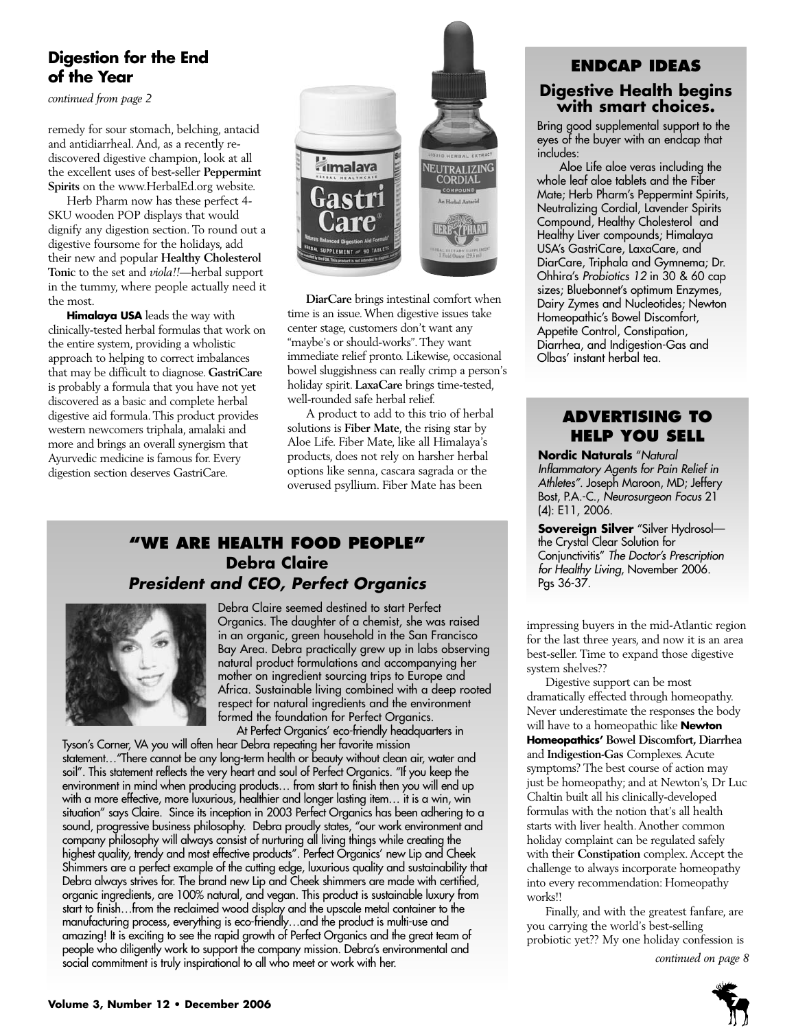## Digestion for the End of the Year

*continued from page 2*

remedy for sour stomach, belching, antacid and antidiarrheal. And, as a recently re-discovered digestive champion, look at all the excellent uses of best-seller **Peppermint Spirits** on the www.HerbalEd.org website.

Herb Pharm now has these perfect 4-SKU wooden POP displays that would dignify any digestion section. To round out a digestive foursome for the holidays, add their new and popular **Healthy Cholesterol Tonic** to the set and *viola!!*—herbal support in the tummy, where people actually need it the most.

**Himalaya USA** leads the way with clinically-tested herbal formulas that work on the entire system, providing a wholistic approach to helping to correct imbalances that may be difficult to diagnose. **GastriCare** is probably a formula that you have not yet discovered as a basic and complete herbal digestive aid formula. This product provides western newcomers triphala, amalaki and more and brings an overall synergism that Ayurvedic medicine is famous for. Every digestion section deserves GastriCare.

**DiarCare** brings intestinal comfort when time is an issue. When digestive issues take center stage, customers don't want any "maybe's or should-works". They want immediate relief pronto. Likewise, occasional bowel sluggishness can really crimp a person's holiday spirit. **LaxaCare** brings time-tested, well-rounded safe herbal relief.

A product to add to this trio of herbal solutions is **Fiber Mate**, the rising star by Aloe Life. Fiber Mate, like all Himalaya's products, does not rely on harsher herbal options like senna, cascara sagrada or the overused psyllium. Fiber Mate has been impressing buyers in the mid-Atlantic region for the last three years, and now it is an area best-seller. Time to expand those digestive system shelves??

Digestive support can be most dramatically effected through homeopathy. Never underestimate the responses the body will have to a homeopathic like **Newton Homeopathics' Bowel Discomfort, Diarrhea** and **Indigestion-Gas** Complexes. Acute symptoms? The best course of action may just be homeopathy; and at Newton's, Dr Luc Chaltin built all his clinically-developed formulas with the notion that's all health starts with liver health. Another common holiday complaint can be regulated safely with their **Constipation** complex. Accept the challenge to always incorporate homeopathy into every recommendation: Homeopathy works!!

Finally, and with the greatest fanfare, are you carrying the world's best-selling probiotic yet?? My one holiday confession is

*continued on page 8*

## ENDCAP IDEAS

### Digestive Health begins with smart choices.

Bring good supplemental support to the eyes of the buyer with an endcap that includes:

Aloe Life aloe veras including the whole leaf aloe tablets and the Fiber Mate; Herb Pharm's Peppermint Spirits, Neutralizing Cordial, Lavender Spirits Compound, Healthy Cholesterol and Healthy Liver compounds; Himalaya USA's GastriCare, LaxaCare, and DiarCare, Triphala and Gymnema; Dr. Ohhira's *Probiotics 12* in 30 & 60 cap sizes; Bluebonnet's optimum Enzymes, Dairy Zymes and Nucleotides; Newton Homeopathic's Bowel Discomfort, Appetite Control, Constipation, Diarrhea, and Indigestion-Gas and Olbas' instant herbal tea.

## ADVERTISING TO HELP YOU SELL

**Nordic Naturals** "*Natural Inflammatory Agents for Pain Relief in Athletes*". Joseph Maroon, MD; Jeffery Bost, P.A.-C., *Neurosurgeon Focus* 21 (4): E11, 2006.

**Sovereign Silver** "Silver Hydrosol—the Crystal Clear Solution for Conjunctivitis" *The Doctor's Prescription for Healthy Living*, November 2006. Pgs 36-37.

## "WE ARE HEALTH FOOD PEOPLE"

### Debra Claire

### *President and CEO, Perfect Organics*

Debra Claire seemed destined to start Perfect Organics. The daughter of a chemist, she was raised in an organic, green household in the San Francisco Bay Area. Debra practically grew up in labs observing natural product formulations and accompanying her mother on ingredient sourcing trips to Europe and Africa. Sustainable living combined with a deep rooted respect for natural ingredients and the environment formed the foundation for Perfect Organics.

At Perfect Organics' eco-friendly headquarters in Tyson's Corner, VA you will often hear Debra repeating her favorite mission statement…"There cannot be any long-term health or beauty without clean air, water and soil". This statement reflects the very heart and soul of Perfect Organics. "If you keep the environment in mind when producing products… from start to finish then you will end up with a more effective, more luxurious, healthier and longer lasting item… it is a win, win situation" says Claire. Since its inception in 2003 Perfect Organics has been adhering to a sound, progressive business philosophy. Debra proudly states, "our work environment and company philosophy will always consist of nurturing all living things while creating the highest quality, trendy and most effective products". Perfect Organics' new Lip and Cheek Shimmers are a perfect example of the cutting edge, luxurious quality and sustainability that Debra always strives for. The brand new Lip and Cheek shimmers are made with certified, organic ingredients, are 100% natural, and vegan. This product is sustainable luxury from start to finish…from the reclaimed wood display and the upscale metal container to the manufacturing process, everything is eco-friendly…and the product is multi-use and amazing! It is exciting to see the rapid growth of Perfect Organics and the great team of people who diligently work to support the company mission. Debra's environmental and social commitment is truly inspirational to all who meet or work with her.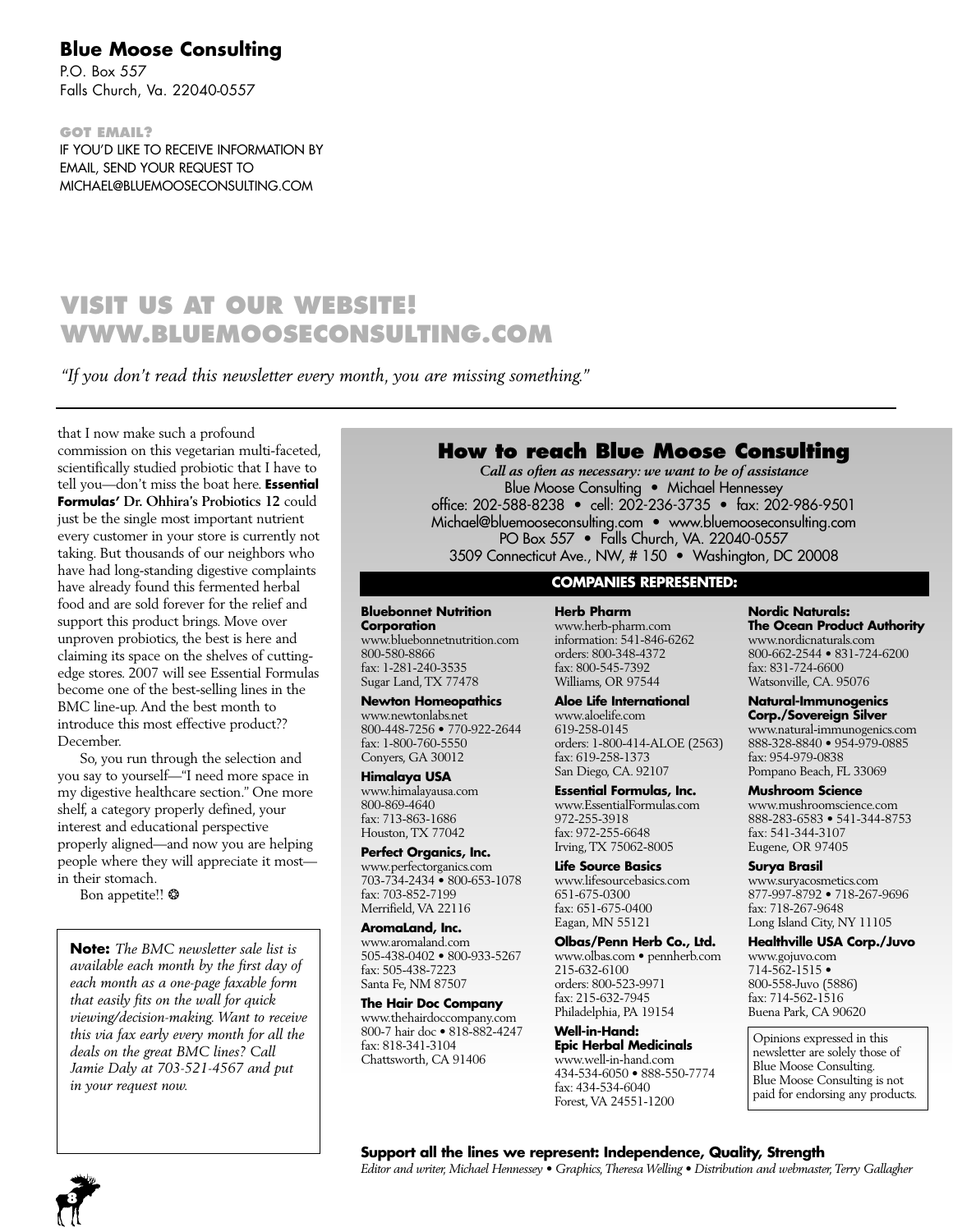**Blue Moose Consulting**
P.O. Box 557
Falls Church, Va. 22040-0557

**GOT EMAIL?**
IF YOU'D LIKE TO RECEIVE INFORMATION BY EMAIL, SEND YOUR REQUEST TO MICHAEL@BLUEMOOSECONSULTING.COM

## VISIT US AT OUR WEBSITE! WWW.BLUEMOOSECONSULTING.COM

*"If you don't read this newsletter every month, you are missing something."*

---

that I now make such a profound commission on this vegetarian multi-faceted, scientifically studied probiotic that I have to tell you—don't miss the boat here. **Essential Formulas' Dr. Ohhira's Probiotics 12** could just be the single most important nutrient every customer in your store is currently not taking. But thousands of our neighbors who have had long-standing digestive complaints have already found this fermented herbal food and are sold forever for the relief and support this product brings. Move over unproven probiotics, the best is here and claiming its space on the shelves of cutting-edge stores. 2007 will see Essential Formulas become one of the best-selling lines in the BMC line-up. And the best month to introduce this most effective product?? December.

So, you run through the selection and you say to yourself—"I need more space in my digestive healthcare section." One more shelf, a category properly defined, your interest and educational perspective properly aligned—and now you are helping people where they will appreciate it most—in their stomach.

Bon appetite!! ❂

**Note:** *The BMC newsletter sale list is available each month by the first day of each month as a one-page faxable form that easily fits on the wall for quick viewing/decision-making. Want to receive this via fax early every month for all the deals on the great BMC lines? Call Jamie Daly at 703-521-4567 and put in your request now.*

## How to reach Blue Moose Consulting

*Call as often as necessary: we want to be of assistance*
Blue Moose Consulting • Michael Hennessey
office: 202-588-8238 • cell: 202-236-3735 • fax: 202-986-9501
Michael@bluemooseconsulting.com • www.bluemooseconsulting.com
PO Box 557 • Falls Church, VA. 22040-0557
3509 Connecticut Ave., NW, # 150 • Washington, DC 20008

### COMPANIES REPRESENTED:

**Bluebonnet Nutrition Corporation**
www.bluebonnetnutrition.com
800-580-8866
fax: 1-281-240-3535
Sugar Land, TX 77478

**Newton Homeopathics**
www.newtonlabs.net
800-448-7256 • 770-922-2644
fax: 1-800-760-5550
Conyers, GA 30012

**Himalaya USA**
www.himalayausa.com
800-869-4640
fax: 713-863-1686
Houston, TX 77042

**Perfect Organics, Inc.**
www.perfectorganics.com
703-734-2434 • 800-653-1078
fax: 703-852-7199
Merrifield, VA 22116

**AromaLand, Inc.**
www.aromaland.com
505-438-0402 • 800-933-5267
fax: 505-438-7223
Santa Fe, NM 87507

**The Hair Doc Company**
www.thehairdoccompany.com
800-7 hair doc • 818-882-4247
fax: 818-341-3104
Chattsworth, CA 91406

**Herb Pharm**
www.herb-pharm.com
information: 541-846-6262
orders: 800-348-4372
fax: 800-545-7392
Williams, OR 97544

**Aloe Life International**
www.aloelife.com
619-258-0145
orders: 1-800-414-ALOE (2563)
fax: 619-258-1373
San Diego, CA. 92107

**Essential Formulas, Inc.**
www.EssentialFormulas.com
972-255-3918
fax: 972-255-6648
Irving, TX 75062-8005

**Life Source Basics**
www.lifesourcebasics.com
651-675-0300
fax: 651-675-0400
Eagan, MN 55121

**Olbas/Penn Herb Co., Ltd.**
www.olbas.com • pennherb.com
215-632-6100
orders: 800-523-9971
fax: 215-632-7945
Philadelphia, PA 19154

**Well-in-Hand: Epic Herbal Medicinals**
www.well-in-hand.com
434-534-6050 • 888-550-7774
fax: 434-534-6040
Forest, VA 24551-1200

**Nordic Naturals: The Ocean Product Authority**
www.nordicnaturals.com
800-662-2544 • 831-724-6200
fax: 831-724-6600
Watsonville, CA. 95076

**Natural-Immunogenics Corp./Sovereign Silver**
www.natural-immunogenics.com
888-328-8840 • 954-979-0885
fax: 954-979-0838
Pompano Beach, FL 33069

**Mushroom Science**
www.mushroomscience.com
888-283-6583 • 541-344-8753
fax: 541-344-3107
Eugene, OR 97405

**Surya Brasil**
www.suryacosmetics.com
877-997-8792 • 718-267-9696
fax: 718-267-9648
Long Island City, NY 11105

**Healthville USA Corp./Juvo**
www.gojuvo.com
714-562-1515 •
800-558-Juvo (5886)
fax: 714-562-1516
Buena Park, CA 90620

Opinions expressed in this newsletter are solely those of Blue Moose Consulting. Blue Moose Consulting is not paid for endorsing any products.

**Support all the lines we represent: Independence, Quality, Strength**
*Editor and writer, Michael Hennessey • Graphics, Theresa Welling • Distribution and webmaster, Terry Gallagher*